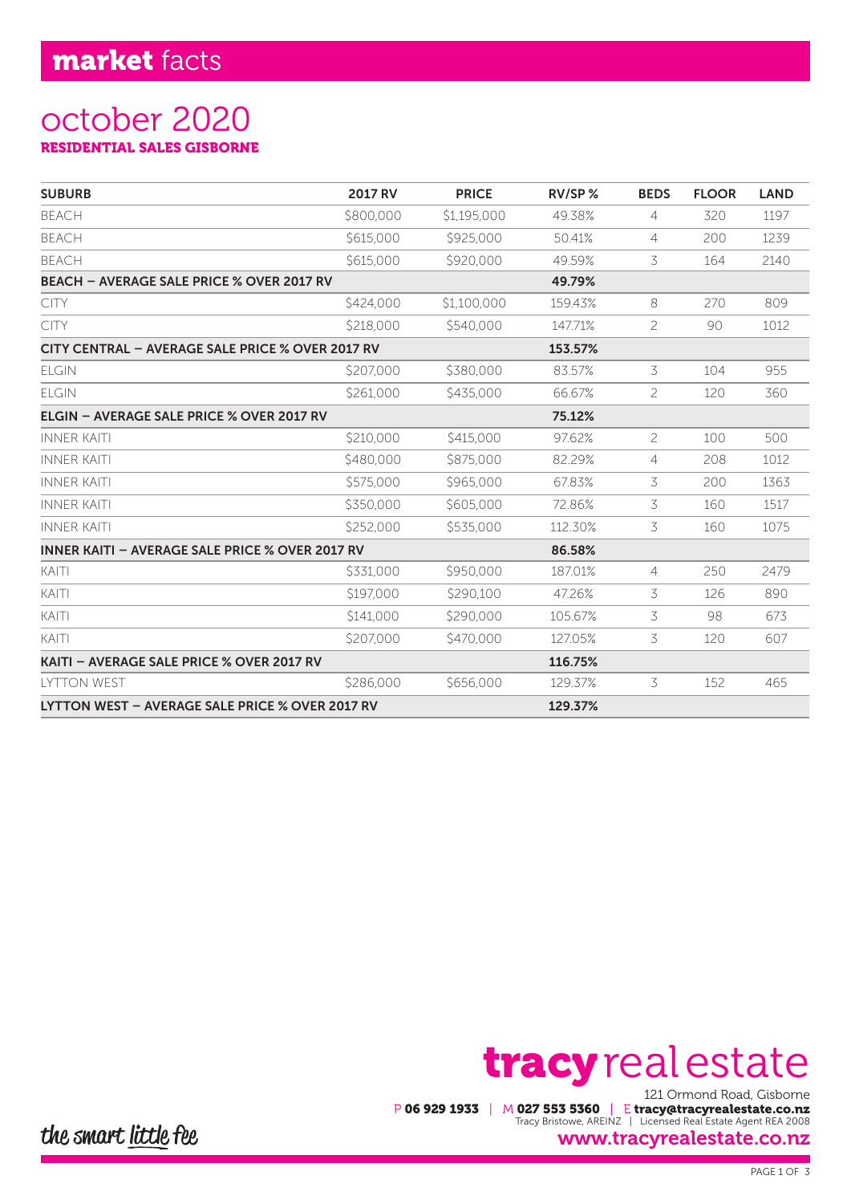# **market** facts

## october 2020

**RESIDENTIAL SALES GISBORNE**

| SUBURB | 2017 RV | PRICE | RV/SP % | BEDS | FLOOR | LAND |
|---|---|---|---|---|---|---|
| BEACH | $800,000 | $1,195,000 | 49.38% | 4 | 320 | 1197 |
| BEACH | $615,000 | $925,000 | 50.41% | 4 | 200 | 1239 |
| BEACH | $615,000 | $920,000 | 49.59% | 3 | 164 | 2140 |
| **BEACH – AVERAGE SALE PRICE % OVER 2017 RV** | | | **49.79%** | | | |
| CITY | $424,000 | $1,100,000 | 159.43% | 8 | 270 | 809 |
| CITY | $218,000 | $540,000 | 147.71% | 2 | 90 | 1012 |
| **CITY CENTRAL – AVERAGE SALE PRICE % OVER 2017 RV** | | | **153.57%** | | | |
| ELGIN | $207,000 | $380,000 | 83.57% | 3 | 104 | 955 |
| ELGIN | $261,000 | $435,000 | 66.67% | 2 | 120 | 360 |
| **ELGIN – AVERAGE SALE PRICE % OVER 2017 RV** | | | **75.12%** | | | |
| INNER KAITI | $210,000 | $415,000 | 97.62% | 2 | 100 | 500 |
| INNER KAITI | $480,000 | $875,000 | 82.29% | 4 | 208 | 1012 |
| INNER KAITI | $575,000 | $965,000 | 67.83% | 3 | 200 | 1363 |
| INNER KAITI | $350,000 | $605,000 | 72.86% | 3 | 160 | 1517 |
| INNER KAITI | $252,000 | $535,000 | 112.30% | 3 | 160 | 1075 |
| **INNER KAITI – AVERAGE SALE PRICE % OVER 2017 RV** | | | **86.58%** | | | |
| KAITI | $331,000 | $950,000 | 187.01% | 4 | 250 | 2479 |
| KAITI | $197,000 | $290,100 | 47.26% | 3 | 126 | 890 |
| KAITI | $141,000 | $290,000 | 105.67% | 3 | 98 | 673 |
| KAITI | $207,000 | $470,000 | 127.05% | 3 | 120 | 607 |
| **KAITI – AVERAGE SALE PRICE % OVER 2017 RV** | | | **116.75%** | | | |
| LYTTON WEST | $286,000 | $656,000 | 129.37% | 3 | 152 | 465 |
| **LYTTON WEST – AVERAGE SALE PRICE % OVER 2017 RV** | | | **129.37%** | | | |

**tracy** real estate

121 Ormond Road, Gisborne

P **06 929 1933** | M **027 553 5360** | E **tracy@tracyrealestate.co.nz**

Tracy Bristowe, AREINZ | Licensed Real Estate Agent REA 2008

the smart little fee

**www.tracyrealestate.co.nz**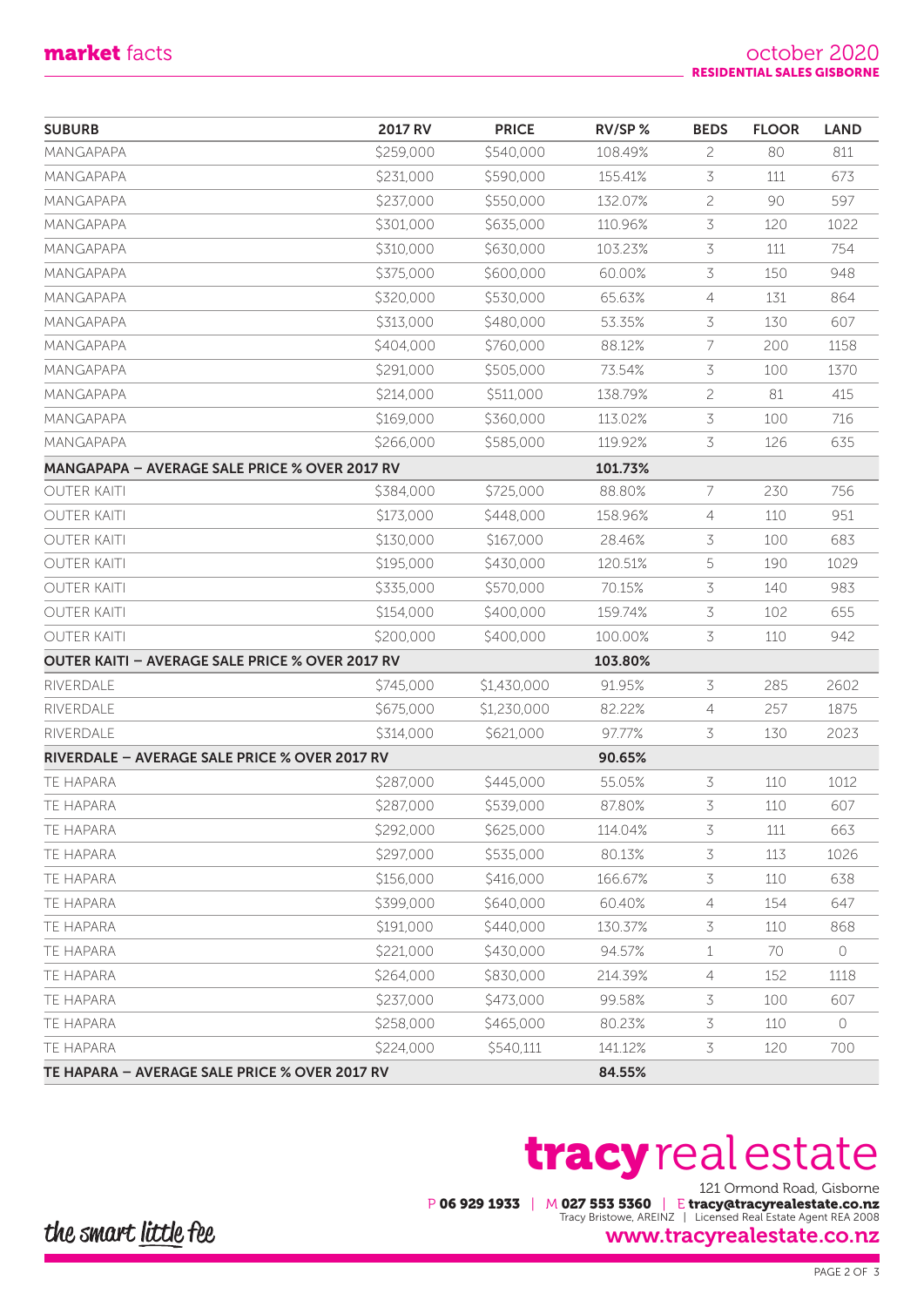**market** facts

october 2020
**RESIDENTIAL SALES GISBORNE**

| SUBURB | 2017 RV | PRICE | RV/SP % | BEDS | FLOOR | LAND |
|---|---|---|---|---|---|---|
| MANGAPAPA | $259,000 | $540,000 | 108.49% | 2 | 80 | 811 |
| MANGAPAPA | $231,000 | $590,000 | 155.41% | 3 | 111 | 673 |
| MANGAPAPA | $237,000 | $550,000 | 132.07% | 2 | 90 | 597 |
| MANGAPAPA | $301,000 | $635,000 | 110.96% | 3 | 120 | 1022 |
| MANGAPAPA | $310,000 | $630,000 | 103.23% | 3 | 111 | 754 |
| MANGAPAPA | $375,000 | $600,000 | 60.00% | 3 | 150 | 948 |
| MANGAPAPA | $320,000 | $530,000 | 65.63% | 4 | 131 | 864 |
| MANGAPAPA | $313,000 | $480,000 | 53.35% | 3 | 130 | 607 |
| MANGAPAPA | $404,000 | $760,000 | 88.12% | 7 | 200 | 1158 |
| MANGAPAPA | $291,000 | $505,000 | 73.54% | 3 | 100 | 1370 |
| MANGAPAPA | $214,000 | $511,000 | 138.79% | 2 | 81 | 415 |
| MANGAPAPA | $169,000 | $360,000 | 113.02% | 3 | 100 | 716 |
| MANGAPAPA | $266,000 | $585,000 | 119.92% | 3 | 126 | 635 |
| **MANGAPAPA – AVERAGE SALE PRICE % OVER 2017 RV** | | | **101.73%** | | | |
| OUTER KAITI | $384,000 | $725,000 | 88.80% | 7 | 230 | 756 |
| OUTER KAITI | $173,000 | $448,000 | 158.96% | 4 | 110 | 951 |
| OUTER KAITI | $130,000 | $167,000 | 28.46% | 3 | 100 | 683 |
| OUTER KAITI | $195,000 | $430,000 | 120.51% | 5 | 190 | 1029 |
| OUTER KAITI | $335,000 | $570,000 | 70.15% | 3 | 140 | 983 |
| OUTER KAITI | $154,000 | $400,000 | 159.74% | 3 | 102 | 655 |
| OUTER KAITI | $200,000 | $400,000 | 100.00% | 3 | 110 | 942 |
| **OUTER KAITI – AVERAGE SALE PRICE % OVER 2017 RV** | | | **103.80%** | | | |
| RIVERDALE | $745,000 | $1,430,000 | 91.95% | 3 | 285 | 2602 |
| RIVERDALE | $675,000 | $1,230,000 | 82.22% | 4 | 257 | 1875 |
| RIVERDALE | $314,000 | $621,000 | 97.77% | 3 | 130 | 2023 |
| **RIVERDALE – AVERAGE SALE PRICE % OVER 2017 RV** | | | **90.65%** | | | |
| TE HAPARA | $287,000 | $445,000 | 55.05% | 3 | 110 | 1012 |
| TE HAPARA | $287,000 | $539,000 | 87.80% | 3 | 110 | 607 |
| TE HAPARA | $292,000 | $625,000 | 114.04% | 3 | 111 | 663 |
| TE HAPARA | $297,000 | $535,000 | 80.13% | 3 | 113 | 1026 |
| TE HAPARA | $156,000 | $416,000 | 166.67% | 3 | 110 | 638 |
| TE HAPARA | $399,000 | $640,000 | 60.40% | 4 | 154 | 647 |
| TE HAPARA | $191,000 | $440,000 | 130.37% | 3 | 110 | 868 |
| TE HAPARA | $221,000 | $430,000 | 94.57% | 1 | 70 | 0 |
| TE HAPARA | $264,000 | $830,000 | 214.39% | 4 | 152 | 1118 |
| TE HAPARA | $237,000 | $473,000 | 99.58% | 3 | 100 | 607 |
| TE HAPARA | $258,000 | $465,000 | 80.23% | 3 | 110 | 0 |
| TE HAPARA | $224,000 | $540,111 | 141.12% | 3 | 120 | 700 |
| **TE HAPARA – AVERAGE SALE PRICE % OVER 2017 RV** | | | **84.55%** | | | |

**tracy**realestate

121 Ormond Road, Gisborne
P **06 929 1933** | M **027 553 5360** | E **tracy@tracyrealestate.co.nz**
Tracy Bristowe, AREINZ | Licensed Real Estate Agent REA 2008

*the smart little fee*

**www.tracyrealestate.co.nz**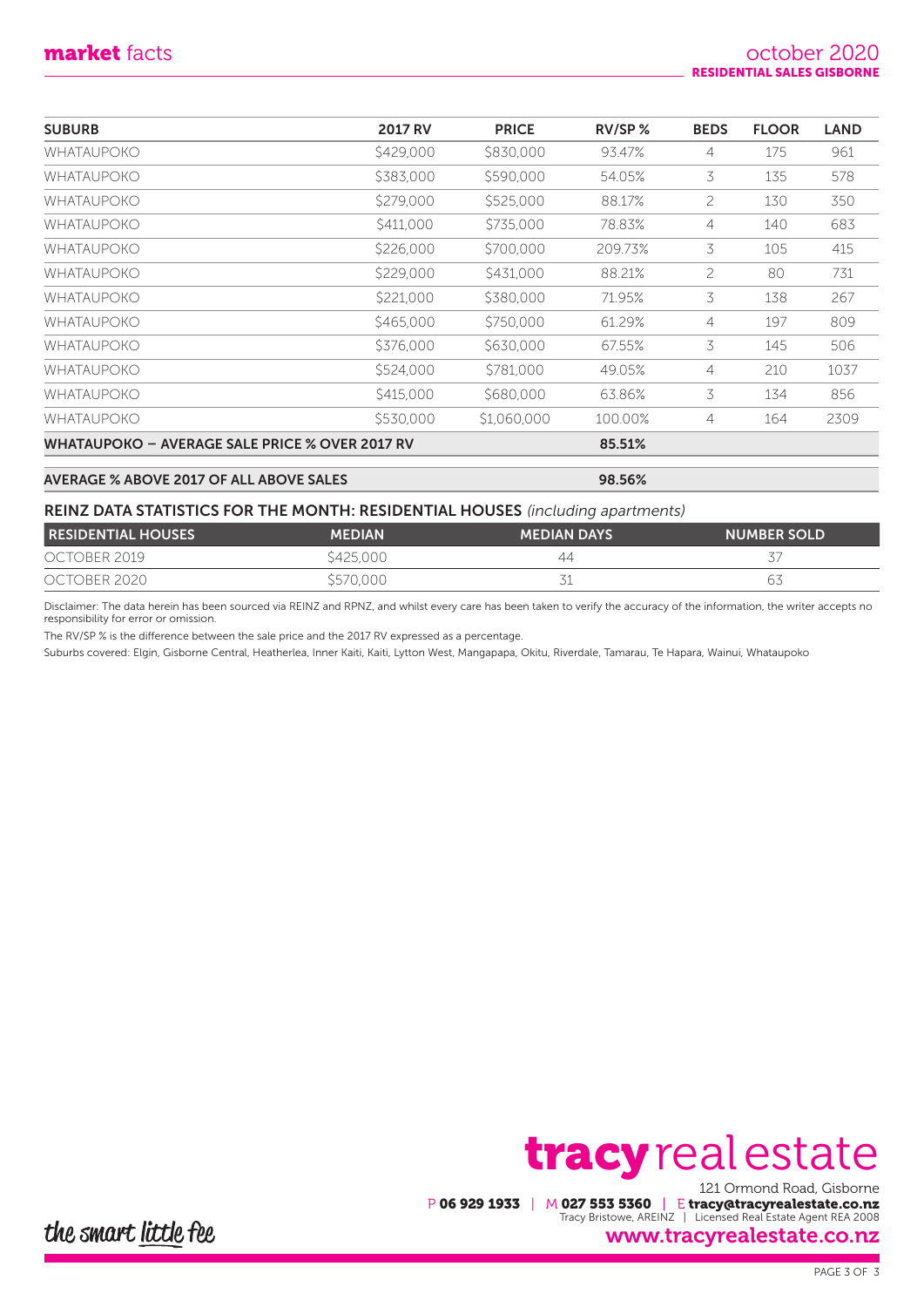**market** facts

october 2020
**RESIDENTIAL SALES GISBORNE**

| SUBURB | 2017 RV | PRICE | RV/SP % | BEDS | FLOOR | LAND |
|---|---|---|---|---|---|---|
| WHATAUPOKO | $429,000 | $830,000 | 93.47% | 4 | 175 | 961 |
| WHATAUPOKO | $383,000 | $590,000 | 54.05% | 3 | 135 | 578 |
| WHATAUPOKO | $279,000 | $525,000 | 88.17% | 2 | 130 | 350 |
| WHATAUPOKO | $411,000 | $735,000 | 78.83% | 4 | 140 | 683 |
| WHATAUPOKO | $226,000 | $700,000 | 209.73% | 3 | 105 | 415 |
| WHATAUPOKO | $229,000 | $431,000 | 88.21% | 2 | 80 | 731 |
| WHATAUPOKO | $221,000 | $380,000 | 71.95% | 3 | 138 | 267 |
| WHATAUPOKO | $465,000 | $750,000 | 61.29% | 4 | 197 | 809 |
| WHATAUPOKO | $376,000 | $630,000 | 67.55% | 3 | 145 | 506 |
| WHATAUPOKO | $524,000 | $781,000 | 49.05% | 4 | 210 | 1037 |
| WHATAUPOKO | $415,000 | $680,000 | 63.86% | 3 | 134 | 856 |
| WHATAUPOKO | $530,000 | $1,060,000 | 100.00% | 4 | 164 | 2309 |
| **WHATAUPOKO – AVERAGE SALE PRICE % OVER 2017 RV** | | | **85.51%** | | | |
| **AVERAGE % ABOVE 2017 OF ALL ABOVE SALES** | | | **98.56%** | | | |

**REINZ DATA STATISTICS FOR THE MONTH: RESIDENTIAL HOUSES** *(including apartments)*

| RESIDENTIAL HOUSES | MEDIAN | MEDIAN DAYS | NUMBER SOLD |
|---|---|---|---|
| OCTOBER 2019 | $425,000 | 44 | 37 |
| OCTOBER 2020 | $570,000 | 31 | 63 |

Disclaimer: The data herein has been sourced via REINZ and RPNZ, and whilst every care has been taken to verify the accuracy of the information, the writer accepts no responsibility for error or omission.

The RV/SP % is the difference between the sale price and the 2017 RV expressed as a percentage.

Suburbs covered: Elgin, Gisborne Central, Heatherlea, Inner Kaiti, Kaiti, Lytton West, Mangapapa, Okitu, Riverdale, Tamarau, Te Hapara, Wainui, Whataupoko

**tracy** real estate

121 Ormond Road, Gisborne

P **06 929 1933** | M **027 553 5360** | E **tracy@tracyrealestate.co.nz**

Tracy Bristowe, AREINZ | Licensed Real Estate Agent REA 2008

the smart little fee

**www.tracyrealestate.co.nz**